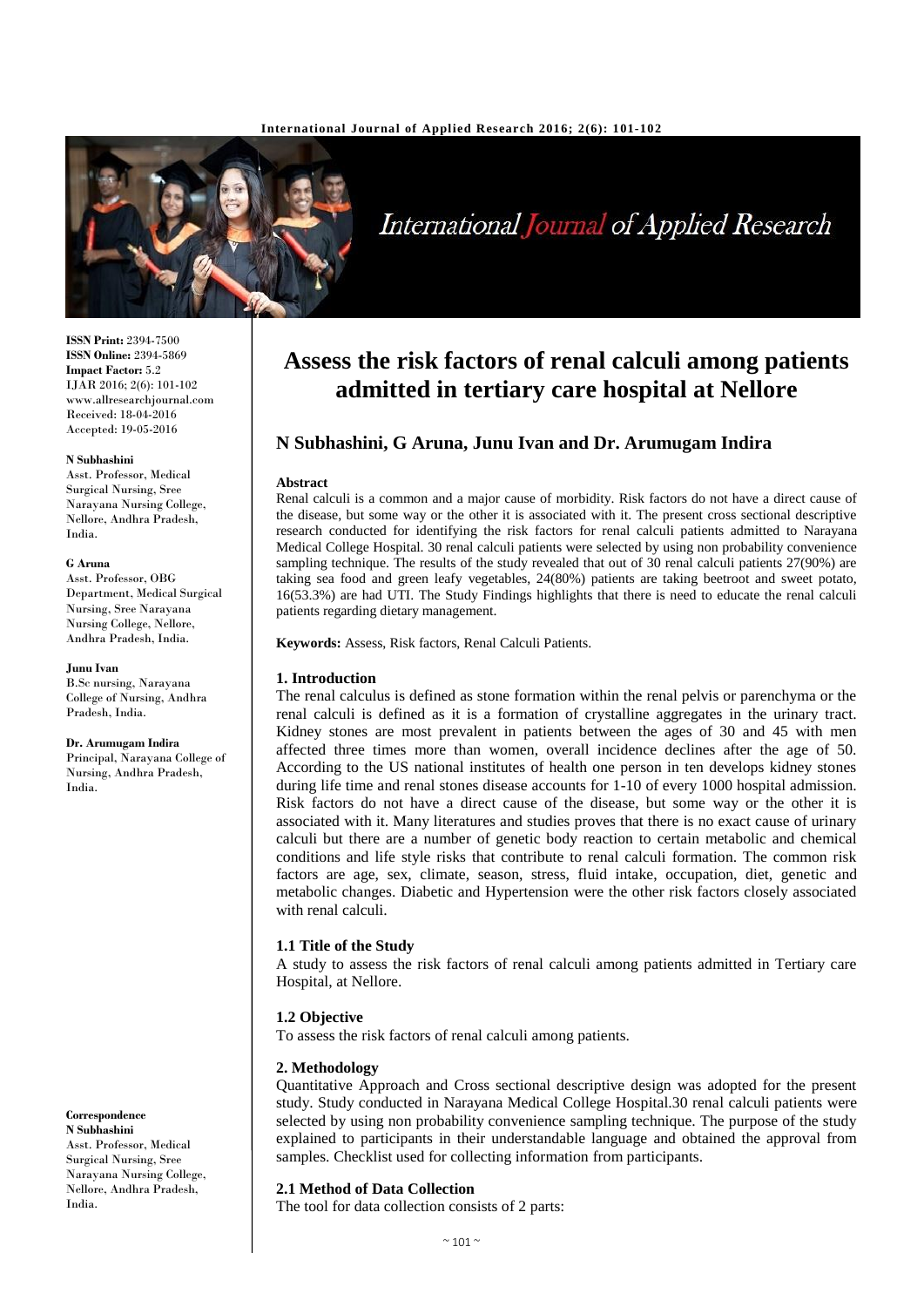# Assess the risk factors of renal calculi among patients admitted in tertiary care hospital at Nellore

**N Subhashini, G Aruna, Junu Ivan and Dr. Arumugam Indira**

**ISSN Print:** 2394-7500
**ISSN Online:** 2394-5869
**Impact Factor:** 5.2
IJAR 2016; 2(6): 101-102
www.allresearchjournal.com
Received: 18-04-2016
Accepted: 19-05-2016

**N Subhashini**
Asst. Professor, Medical Surgical Nursing, Sree Narayana Nursing College, Nellore, Andhra Pradesh, India.

**G Aruna**
Asst. Professor, OBG Department, Medical Surgical Nursing, Sree Narayana Nursing College, Nellore, Andhra Pradesh, India.

**Junu Ivan**
B.Sc nursing, Narayana College of Nursing, Andhra Pradesh, India.

**Dr. Arumugam Indira**
Principal, Narayana College of Nursing, Andhra Pradesh, India.

**Correspondence**
**N Subhashini**
Asst. Professor, Medical Surgical Nursing, Sree Narayana Nursing College, Nellore, Andhra Pradesh, India.

**Abstract**

Renal calculi is a common and a major cause of morbidity. Risk factors do not have a direct cause of the disease, but some way or the other it is associated with it. The present cross sectional descriptive research conducted for identifying the risk factors for renal calculi patients admitted to Narayana Medical College Hospital. 30 renal calculi patients were selected by using non probability convenience sampling technique. The results of the study revealed that out of 30 renal calculi patients 27(90%) are taking sea food and green leafy vegetables, 24(80%) patients are taking beetroot and sweet potato, 16(53.3%) are had UTI. The Study Findings highlights that there is need to educate the renal calculi patients regarding dietary management.

**Keywords:** Assess, Risk factors, Renal Calculi Patients.

## 1. Introduction

The renal calculus is defined as stone formation within the renal pelvis or parenchyma or the renal calculi is defined as it is a formation of crystalline aggregates in the urinary tract. Kidney stones are most prevalent in patients between the ages of 30 and 45 with men affected three times more than women, overall incidence declines after the age of 50. According to the US national institutes of health one person in ten develops kidney stones during life time and renal stones disease accounts for 1-10 of every 1000 hospital admission. Risk factors do not have a direct cause of the disease, but some way or the other it is associated with it. Many literatures and studies proves that there is no exact cause of urinary calculi but there are a number of genetic body reaction to certain metabolic and chemical conditions and life style risks that contribute to renal calculi formation. The common risk factors are age, sex, climate, season, stress, fluid intake, occupation, diet, genetic and metabolic changes. Diabetic and Hypertension were the other risk factors closely associated with renal calculi.

### 1.1 Title of the Study

A study to assess the risk factors of renal calculi among patients admitted in Tertiary care Hospital, at Nellore.

### 1.2 Objective

To assess the risk factors of renal calculi among patients.

## 2. Methodology

Quantitative Approach and Cross sectional descriptive design was adopted for the present study. Study conducted in Narayana Medical College Hospital.30 renal calculi patients were selected by using non probability convenience sampling technique. The purpose of the study explained to participants in their understandable language and obtained the approval from samples. Checklist used for collecting information from participants.

### 2.1 Method of Data Collection

The tool for data collection consists of 2 parts: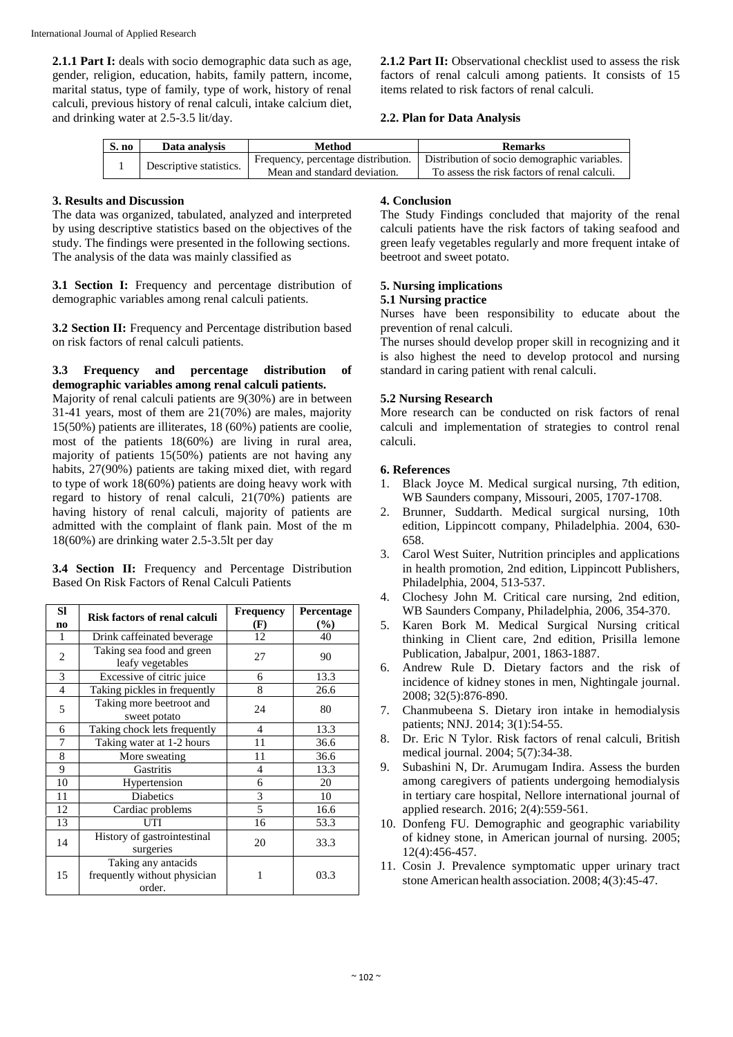**2.1.1 Part I:** deals with socio demographic data such as age, gender, religion, education, habits, family pattern, income, marital status, type of family, type of work, history of renal calculi, previous history of renal calculi, intake calcium diet, and drinking water at 2.5-3.5 lit/day.

**2.1.2 Part II:** Observational checklist used to assess the risk factors of renal calculi among patients. It consists of 15 items related to risk factors of renal calculi.

### 2.2. Plan for Data Analysis

| S. no | Data analysis | Method | Remarks |
|---|---|---|---|
| 1 | Descriptive statistics. | Frequency, percentage distribution. Mean and standard deviation. | Distribution of socio demographic variables. To assess the risk factors of renal calculi. |

## 3. Results and Discussion

The data was organized, tabulated, analyzed and interpreted by using descriptive statistics based on the objectives of the study. The findings were presented in the following sections. The analysis of the data was mainly classified as

**3.1 Section I:** Frequency and percentage distribution of demographic variables among renal calculi patients.

**3.2 Section II:** Frequency and Percentage distribution based on risk factors of renal calculi patients.

### 3.3 Frequency and percentage distribution of demographic variables among renal calculi patients.

Majority of renal calculi patients are 9(30%) are in between 31-41 years, most of them are 21(70%) are males, majority 15(50%) patients are illiterates, 18 (60%) patients are coolie, most of the patients 18(60%) are living in rural area, majority of patients 15(50%) patients are not having any habits, 27(90%) patients are taking mixed diet, with regard to type of work 18(60%) patients are doing heavy work with regard to history of renal calculi, 21(70%) patients are having history of renal calculi, majority of patients are admitted with the complaint of flank pain. Most of the m 18(60%) are drinking water 2.5-3.5lt per day

**3.4 Section II:** Frequency and Percentage Distribution Based On Risk Factors of Renal Calculi Patients

| Sl no | Risk factors of renal calculi | Frequency (F) | Percentage (%) |
|---|---|---|---|
| 1 | Drink caffeinated beverage | 12 | 40 |
| 2 | Taking sea food and green leafy vegetables | 27 | 90 |
| 3 | Excessive of citric juice | 6 | 13.3 |
| 4 | Taking pickles in frequently | 8 | 26.6 |
| 5 | Taking more beetroot and sweet potato | 24 | 80 |
| 6 | Taking chock lets frequently | 4 | 13.3 |
| 7 | Taking water at 1-2 hours | 11 | 36.6 |
| 8 | More sweating | 11 | 36.6 |
| 9 | Gastritis | 4 | 13.3 |
| 10 | Hypertension | 6 | 20 |
| 11 | Diabetics | 3 | 10 |
| 12 | Cardiac problems | 5 | 16.6 |
| 13 | UTI | 16 | 53.3 |
| 14 | History of gastrointestinal surgeries | 20 | 33.3 |
| 15 | Taking any antacids frequently without physician order. | 1 | 03.3 |

## 4. Conclusion

The Study Findings concluded that majority of the renal calculi patients have the risk factors of taking seafood and green leafy vegetables regularly and more frequent intake of beetroot and sweet potato.

## 5. Nursing implications

### 5.1 Nursing practice

Nurses have been responsibility to educate about the prevention of renal calculi.

The nurses should develop proper skill in recognizing and it is also highest the need to develop protocol and nursing standard in caring patient with renal calculi.

### 5.2 Nursing Research

More research can be conducted on risk factors of renal calculi and implementation of strategies to control renal calculi.

## 6. References

1. Black Joyce M. Medical surgical nursing, 7th edition, WB Saunders company, Missouri, 2005, 1707-1708.
2. Brunner, Suddarth. Medical surgical nursing, 10th edition, Lippincott company, Philadelphia. 2004, 630-658.
3. Carol West Suiter, Nutrition principles and applications in health promotion, 2nd edition, Lippincott Publishers, Philadelphia, 2004, 513-537.
4. Clochesy John M. Critical care nursing, 2nd edition, WB Saunders Company, Philadelphia, 2006, 354-370.
5. Karen Bork M. Medical Surgical Nursing critical thinking in Client care, 2nd edition, Prisilla lemone Publication, Jabalpur, 2001, 1863-1887.
6. Andrew Rule D. Dietary factors and the risk of incidence of kidney stones in men, Nightingale journal. 2008; 32(5):876-890.
7. Chanmubeena S. Dietary iron intake in hemodialysis patients; NNJ. 2014; 3(1):54-55.
8. Dr. Eric N Tylor. Risk factors of renal calculi, British medical journal. 2004; 5(7):34-38.
9. Subashini N, Dr. Arumugam Indira. Assess the burden among caregivers of patients undergoing hemodialysis in tertiary care hospital, Nellore international journal of applied research. 2016; 2(4):559-561.
10. Donfeng FU. Demographic and geographic variability of kidney stone, in American journal of nursing. 2005; 12(4):456-457.
11. Cosin J. Prevalence symptomatic upper urinary tract stone American health association. 2008; 4(3):45-47.